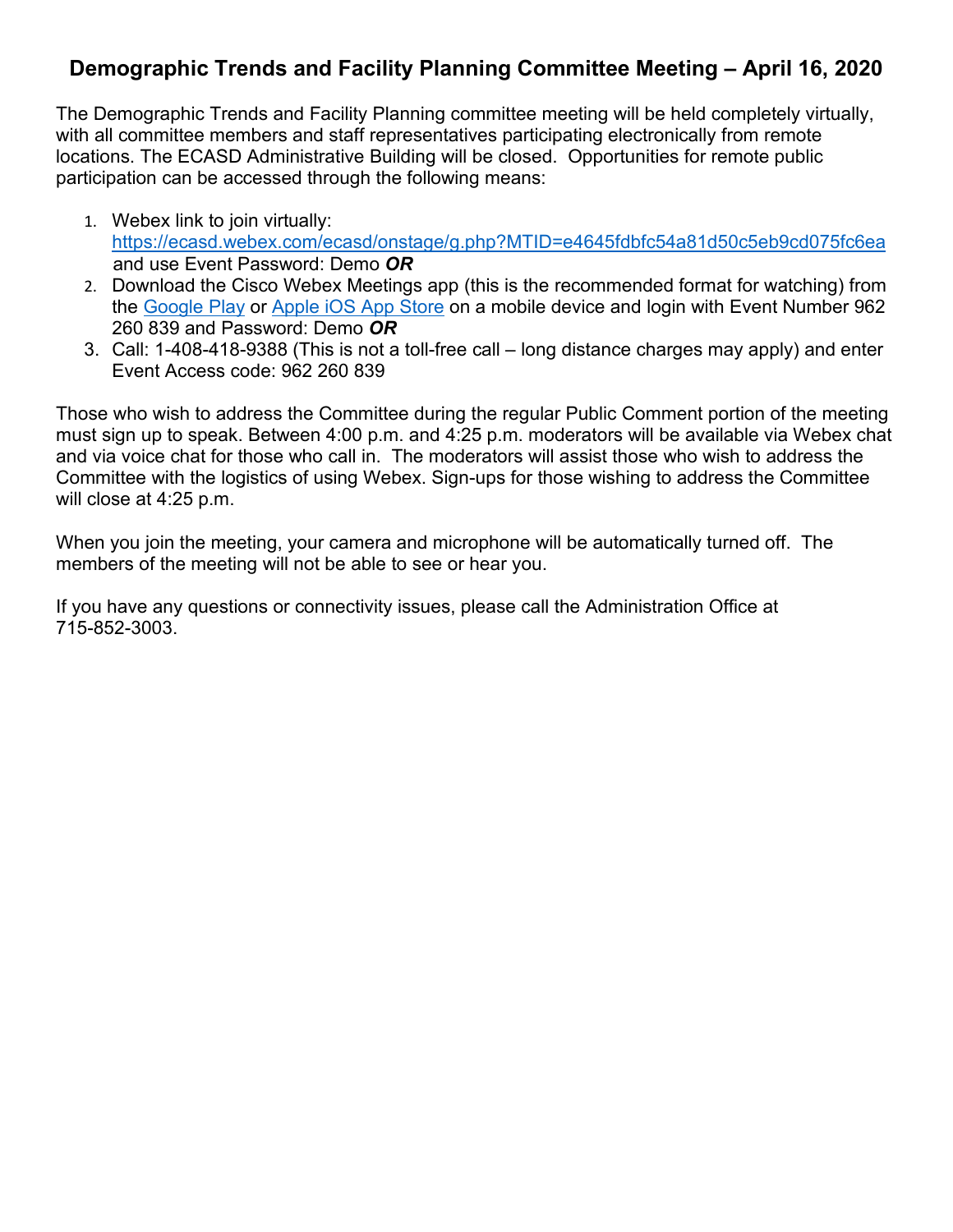# Demographic Trends and Facility Planning Committee Meeting – April 16, 2020

The Demographic Trends and Facility Planning committee meeting will be held completely virtually, with all committee members and staff representatives participating electronically from remote locations. The ECASD Administrative Building will be closed. Opportunities for remote public participation can be accessed through the following means:

1. Webex link to join virtually: https://ecasd.webex.com/ecasd/onstage/g.php?MTID=e4645fdbfc54a81d50c5eb9cd075fc6ea and use Event Password: Demo ***OR***
2. Download the Cisco Webex Meetings app (this is the recommended format for watching) from the Google Play or Apple iOS App Store on a mobile device and login with Event Number 962 260 839 and Password: Demo ***OR***
3. Call: 1-408-418-9388 (This is not a toll-free call – long distance charges may apply) and enter Event Access code: 962 260 839

Those who wish to address the Committee during the regular Public Comment portion of the meeting must sign up to speak. Between 4:00 p.m. and 4:25 p.m. moderators will be available via Webex chat and via voice chat for those who call in. The moderators will assist those who wish to address the Committee with the logistics of using Webex. Sign-ups for those wishing to address the Committee will close at 4:25 p.m.

When you join the meeting, your camera and microphone will be automatically turned off. The members of the meeting will not be able to see or hear you.

If you have any questions or connectivity issues, please call the Administration Office at 715-852-3003.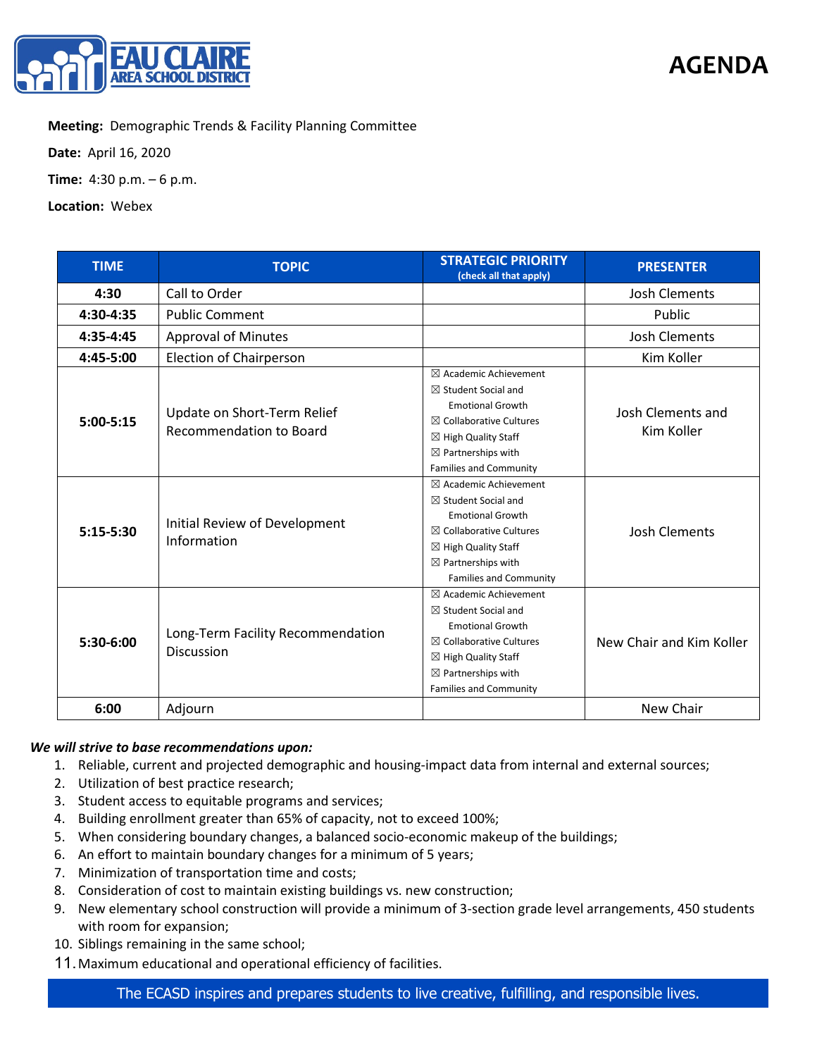# AGENDA

EAU CLAIRE AREA SCHOOL DISTRICT

**Meeting:** Demographic Trends & Facility Planning Committee

**Date:** April 16, 2020

**Time:** 4:30 p.m. – 6 p.m.

**Location:** Webex

| TIME | TOPIC | STRATEGIC PRIORITY (check all that apply) | PRESENTER |
|---|---|---|---|
| **4:30** | Call to Order | | Josh Clements |
| **4:30-4:35** | Public Comment | | Public |
| **4:35-4:45** | Approval of Minutes | | Josh Clements |
| **4:45-5:00** | Election of Chairperson | | Kim Koller |
| **5:00-5:15** | Update on Short-Term Relief Recommendation to Board | ☒ Academic Achievement ☒ Student Social and Emotional Growth ☒ Collaborative Cultures ☒ High Quality Staff ☒ Partnerships with Families and Community | Josh Clements and Kim Koller |
| **5:15-5:30** | Initial Review of Development Information | ☒ Academic Achievement ☒ Student Social and Emotional Growth ☒ Collaborative Cultures ☒ High Quality Staff ☒ Partnerships with Families and Community | Josh Clements |
| **5:30-6:00** | Long-Term Facility Recommendation Discussion | ☒ Academic Achievement ☒ Student Social and Emotional Growth ☒ Collaborative Cultures ☒ High Quality Staff ☒ Partnerships with Families and Community | New Chair and Kim Koller |
| **6:00** | Adjourn | | New Chair |

***We will strive to base recommendations upon:***

1. Reliable, current and projected demographic and housing-impact data from internal and external sources;
2. Utilization of best practice research;
3. Student access to equitable programs and services;
4. Building enrollment greater than 65% of capacity, not to exceed 100%;
5. When considering boundary changes, a balanced socio-economic makeup of the buildings;
6. An effort to maintain boundary changes for a minimum of 5 years;
7. Minimization of transportation time and costs;
8. Consideration of cost to maintain existing buildings vs. new construction;
9. New elementary school construction will provide a minimum of 3-section grade level arrangements, 450 students with room for expansion;
10. Siblings remaining in the same school;
11. Maximum educational and operational efficiency of facilities.

The ECASD inspires and prepares students to live creative, fulfilling, and responsible lives.